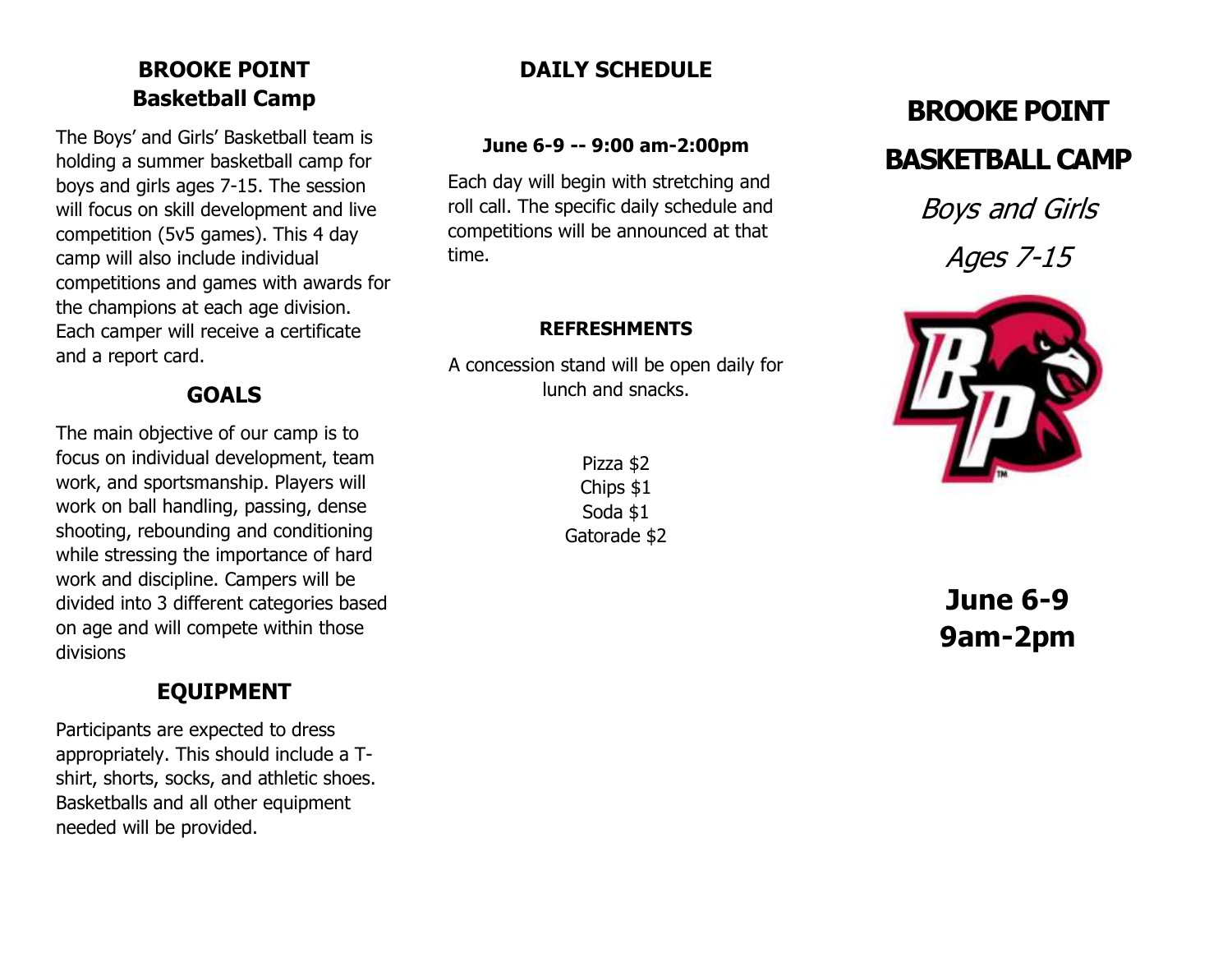## BROOKE POINT
## Basketball Camp

The Boys' and Girls' Basketball team is holding a summer basketball camp for boys and girls ages 7-15. The session will focus on skill development and live competition (5v5 games). This 4 day camp will also include individual competitions and games with awards for the champions at each age division. Each camper will receive a certificate and a report card.

## GOALS

The main objective of our camp is to focus on individual development, team work, and sportsmanship. Players will work on ball handling, passing, dense shooting, rebounding and conditioning while stressing the importance of hard work and discipline. Campers will be divided into 3 different categories based on age and will compete within those divisions

## EQUIPMENT

Participants are expected to dress appropriately. This should include a T-shirt, shorts, socks, and athletic shoes. Basketballs and all other equipment needed will be provided.

## DAILY SCHEDULE

**June 6-9 -- 9:00 am-2:00pm**

Each day will begin with stretching and roll call. The specific daily schedule and competitions will be announced at that time.

### REFRESHMENTS

A concession stand will be open daily for lunch and snacks.

Pizza $2
Chips $1
Soda $1
Gatorade $2

# BROOKE POINT BASKETBALL CAMP

*Boys and Girls*

*Ages 7-15*

**June 6-9**
**9am-2pm**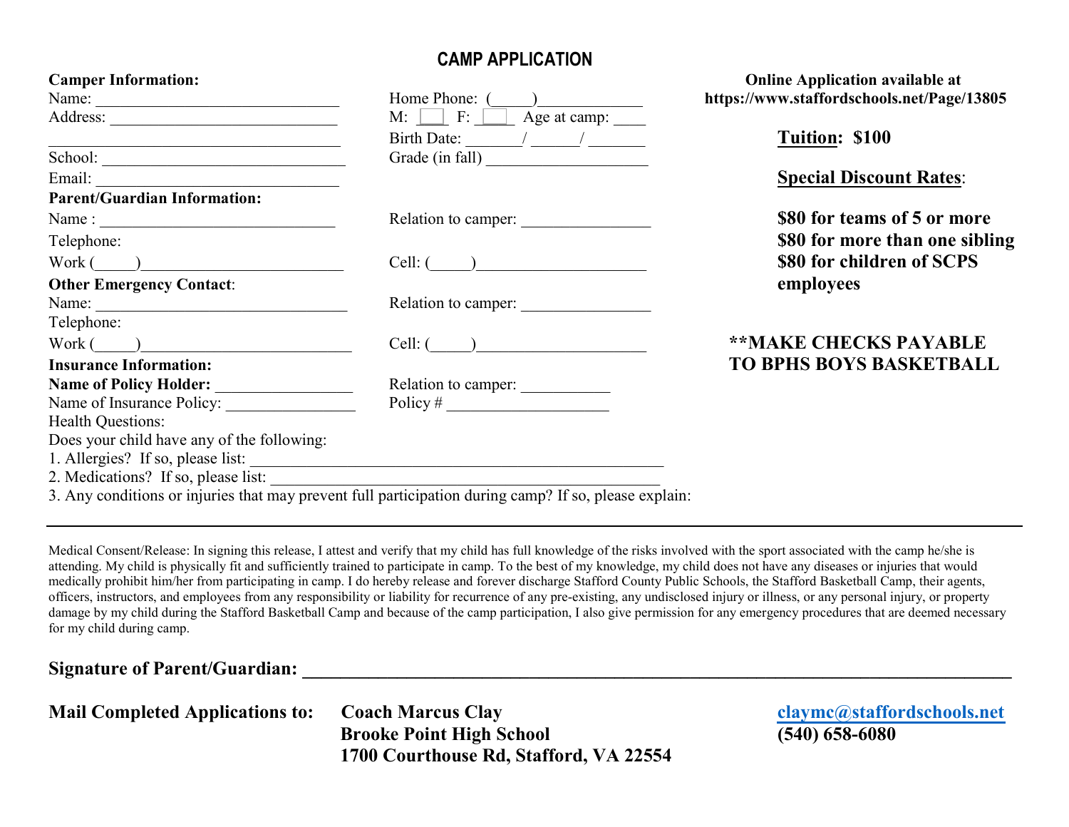# CAMP APPLICATION

**Camper Information:**

Name: _______________________________

Address: ____________________________

____________________________________

School: _____________________________

Email: ______________________________

Home Phone: (_____)_____________

M: ___ F: ___ Age at camp: ____

Birth Date: _______/ ______/ _______

Grade (in fall) ____________________

**Parent/Guardian Information:**

Name : _____________________________ Relation to camper: _______________

Telephone:

Work (_____)_________________________ Cell: (_____)_____________________

**Other Emergency Contact**:

Name: ______________________________ Relation to camper: _______________

Telephone:

Work (_____)_________________________ Cell: (_____)_____________________

**Insurance Information:**

**Name of Policy Holder:** ________________ Relation to camper: ___________

Name of Insurance Policy: _______________ Policy # ___________________

Health Questions:

Does your child have any of the following:

1. Allergies? If so, please list: ___________________________________________________
2. Medications? If so, please list: _________________________________________________
3. Any conditions or injuries that may prevent full participation during camp? If so, please explain:

**Online Application available at https://www.staffordschools.net/Page/13805**

**Tuition: $100**

**Special Discount Rates**:

**$80 for teams of 5 or more**
**$80 for more than one sibling**
**$80 for children of SCPS employees**

****MAKE CHECKS PAYABLE TO BPHS BOYS BASKETBALL**

---

Medical Consent/Release: In signing this release, I attest and verify that my child has full knowledge of the risks involved with the sport associated with the camp he/she is attending. My child is physically fit and sufficiently trained to participate in camp. To the best of my knowledge, my child does not have any diseases or injuries that would medically prohibit him/her from participating in camp. I do hereby release and forever discharge Stafford County Public Schools, the Stafford Basketball Camp, their agents, officers, instructors, and employees from any responsibility or liability for recurrence of any pre-existing, any undisclosed injury or illness, or any personal injury, or property damage by my child during the Stafford Basketball Camp and because of the camp participation, I also give permission for any emergency procedures that are deemed necessary for my child during camp.

**Signature of Parent/Guardian: ___________________________________________________________**

**Mail Completed Applications to:**

**Coach Marcus Clay**
**Brooke Point High School**
**1700 Courthouse Rd, Stafford, VA 22554**

**claymc@staffordschools.net**
**(540) 658-6080**